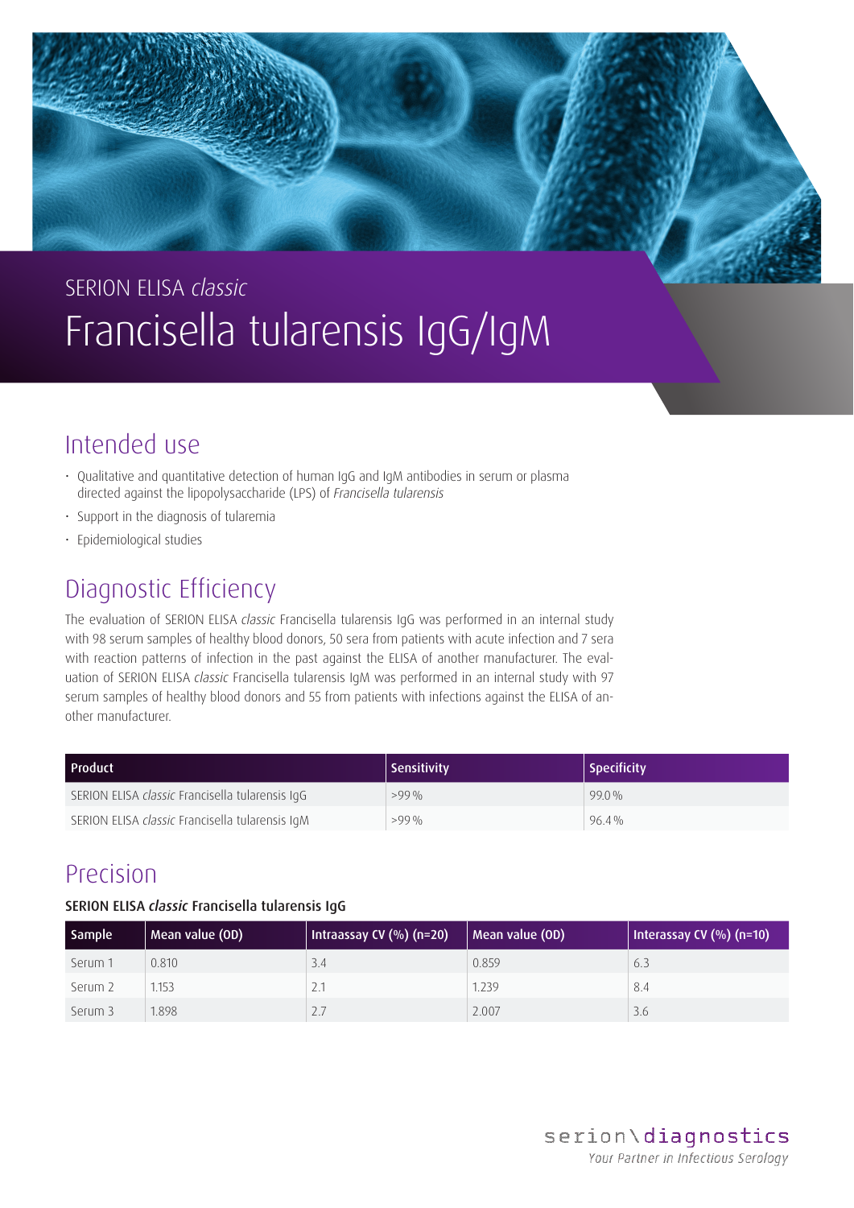SERION ELISA *classic*

# Francisella tularensis IgG/IgM

## Intended use

- Qualitative and quantitative detection of human IgG and IgM antibodies in serum or plasma directed against the lipopolysaccharide (LPS) of *Francisella tularensis*
- Support in the diagnosis of tularemia
- Epidemiological studies

## Diagnostic Efficiency

The evaluation of SERION ELISA *classic* Francisella tularensis IgG was performed in an internal study with 98 serum samples of healthy blood donors, 50 sera from patients with acute infection and 7 sera with reaction patterns of infection in the past against the ELISA of another manufacturer. The evaluation of SERION ELISA *classic* Francisella tularensis IgM was performed in an internal study with 97 serum samples of healthy blood donors and 55 from patients with infections against the ELISA of another manufacturer.

| Product | Sensitivity | Specificity |
|---|---|---|
| SERION ELISA *classic* Francisella tularensis IgG | >99 % | 99.0 % |
| SERION ELISA *classic* Francisella tularensis IgM | >99 % | 96.4 % |

## Precision

**SERION ELISA *classic* Francisella tularensis IgG**

| Sample | Mean value (OD) | Intraassay CV (%) (n=20) | Mean value (OD) | Interassay CV (%) (n=10) |
|---|---|---|---|---|
| Serum 1 | 0.810 | 3.4 | 0.859 | 6.3 |
| Serum 2 | 1.153 | 2.1 | 1.239 | 8.4 |
| Serum 3 | 1.898 | 2.7 | 2.007 | 3.6 |

serion\diagnostics

*Your Partner in Infectious Serology*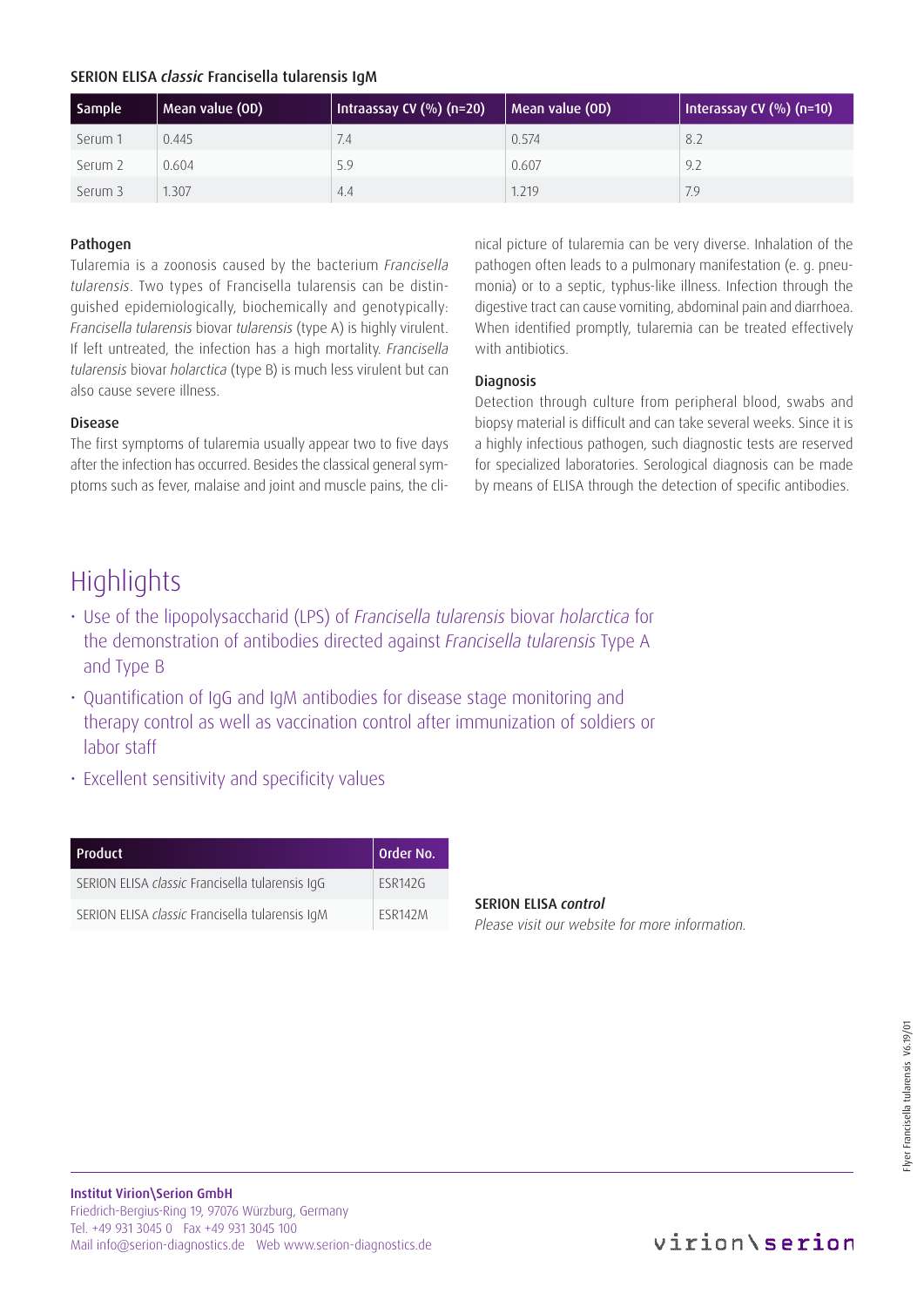SERION ELISA *classic* Francisella tularensis IgM

| Sample | Mean value (OD) | Intraassay CV (%) (n=20) | Mean value (OD) | Interassay CV (%) (n=10) |
|---|---|---|---|---|
| Serum 1 | 0.445 | 7.4 | 0.574 | 8.2 |
| Serum 2 | 0.604 | 5.9 | 0.607 | 9.2 |
| Serum 3 | 1.307 | 4.4 | 1.219 | 7.9 |

### Pathogen

Tularemia is a zoonosis caused by the bacterium *Francisella tularensis*. Two types of Francisella tularensis can be distinguished epidemiologically, biochemically and genotypically: *Francisella tularensis* biovar *tularensis* (type A) is highly virulent. If left untreated, the infection has a high mortality. *Francisella tularensis* biovar *holarctica* (type B) is much less virulent but can also cause severe illness.

### Disease

The first symptoms of tularemia usually appear two to five days after the infection has occurred. Besides the classical general symptoms such as fever, malaise and joint and muscle pains, the clinical picture of tularemia can be very diverse. Inhalation of the pathogen often leads to a pulmonary manifestation (e. g. pneumonia) or to a septic, typhus-like illness. Infection through the digestive tract can cause vomiting, abdominal pain and diarrhoea. When identified promptly, tularemia can be treated effectively with antibiotics.

### Diagnosis

Detection through culture from peripheral blood, swabs and biopsy material is difficult and can take several weeks. Since it is a highly infectious pathogen, such diagnostic tests are reserved for specialized laboratories. Serological diagnosis can be made by means of ELISA through the detection of specific antibodies.

## Highlights

- Use of the lipopolysaccharid (LPS) of *Francisella tularensis* biovar *holarctica* for the demonstration of antibodies directed against *Francisella tularensis* Type A and Type B
- Quantification of IgG and IgM antibodies for disease stage monitoring and therapy control as well as vaccination control after immunization of soldiers or labor staff
- Excellent sensitivity and specificity values

| Product | Order No. |
|---|---|
| SERION ELISA *classic* Francisella tularensis IgG | ESR142G |
| SERION ELISA *classic* Francisella tularensis IgM | ESR142M |

**SERION ELISA *control***
*Please visit our website for more information.*

**Institut Virion\Serion GmbH**
Friedrich-Bergius-Ring 19, 97076 Würzburg, Germany
Tel. +49 931 3045 0 Fax +49 931 3045 100
Mail info@serion-diagnostics.de Web www.serion-diagnostics.de

virion\serion

Flyer Francisella tularensis V6.19/01